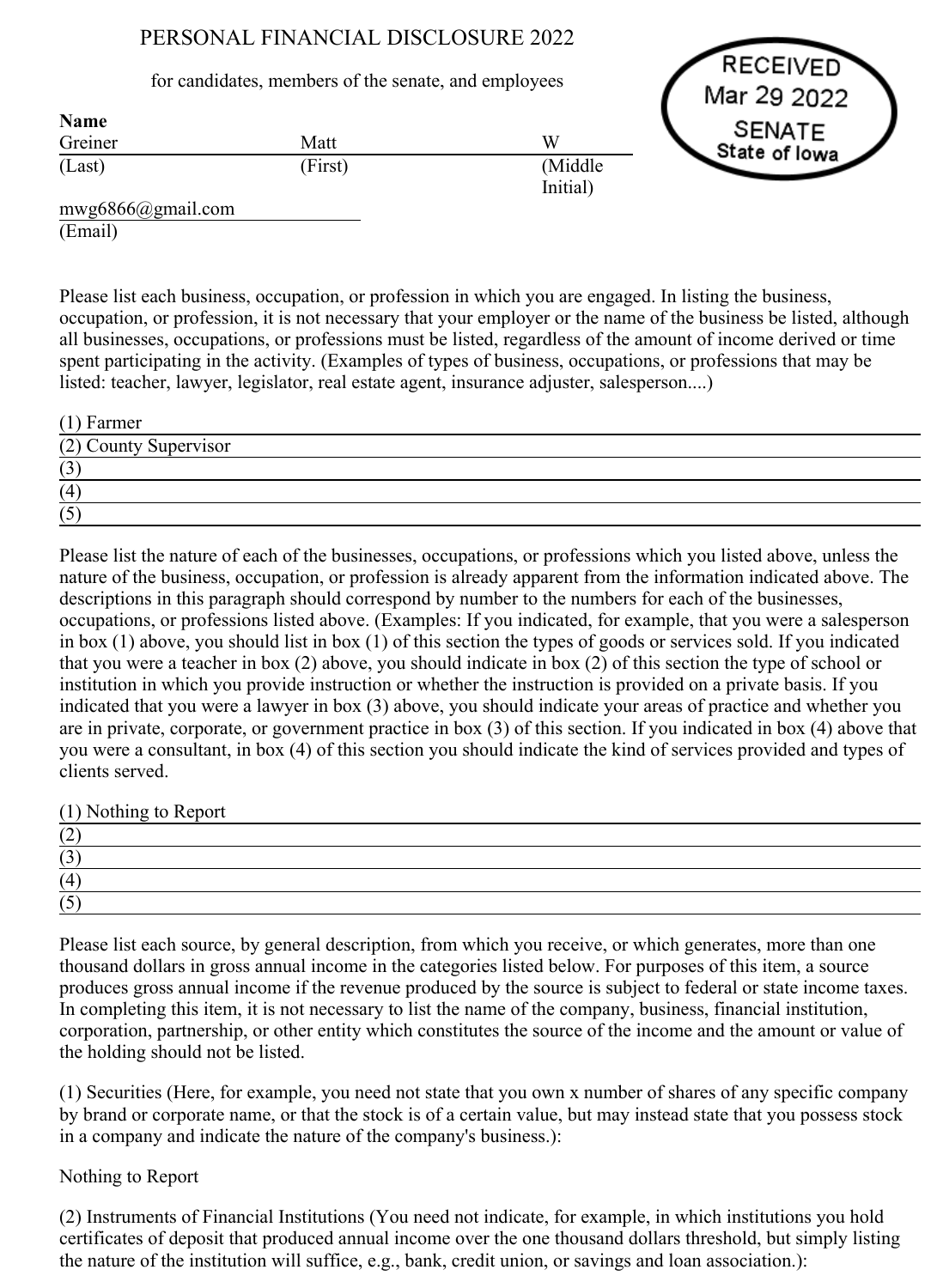# PERSONAL FINANCIAL DISCLOSURE 2022

for candidates, members of the senate, and employees

RECEIVED
Mar 29 2022
SENATE
State of Iowa

**Name**

| Greiner | Matt | W |
|---|---|---|
| (Last) | (First) | (Middle Initial) |

mwg6866@gmail.com
(Email)

Please list each business, occupation, or profession in which you are engaged. In listing the business, occupation, or profession, it is not necessary that your employer or the name of the business be listed, although all businesses, occupations, or professions must be listed, regardless of the amount of income derived or time spent participating in the activity. (Examples of types of business, occupations, or professions that may be listed: teacher, lawyer, legislator, real estate agent, insurance adjuster, salesperson....)

(1) Farmer
(2) County Supervisor
(3)
(4)
(5)

Please list the nature of each of the businesses, occupations, or professions which you listed above, unless the nature of the business, occupation, or profession is already apparent from the information indicated above. The descriptions in this paragraph should correspond by number to the numbers for each of the businesses, occupations, or professions listed above. (Examples: If you indicated, for example, that you were a salesperson in box (1) above, you should list in box (1) of this section the types of goods or services sold. If you indicated that you were a teacher in box (2) above, you should indicate in box (2) of this section the type of school or institution in which you provide instruction or whether the instruction is provided on a private basis. If you indicated that you were a lawyer in box (3) above, you should indicate your areas of practice and whether you are in private, corporate, or government practice in box (3) of this section. If you indicated in box (4) above that you were a consultant, in box (4) of this section you should indicate the kind of services provided and types of clients served.

(1) Nothing to Report
(2)
(3)
(4)
(5)

Please list each source, by general description, from which you receive, or which generates, more than one thousand dollars in gross annual income in the categories listed below. For purposes of this item, a source produces gross annual income if the revenue produced by the source is subject to federal or state income taxes. In completing this item, it is not necessary to list the name of the company, business, financial institution, corporation, partnership, or other entity which constitutes the source of the income and the amount or value of the holding should not be listed.

(1) Securities (Here, for example, you need not state that you own x number of shares of any specific company by brand or corporate name, or that the stock is of a certain value, but may instead state that you possess stock in a company and indicate the nature of the company's business.):

Nothing to Report

(2) Instruments of Financial Institutions (You need not indicate, for example, in which institutions you hold certificates of deposit that produced annual income over the one thousand dollars threshold, but simply listing the nature of the institution will suffice, e.g., bank, credit union, or savings and loan association.):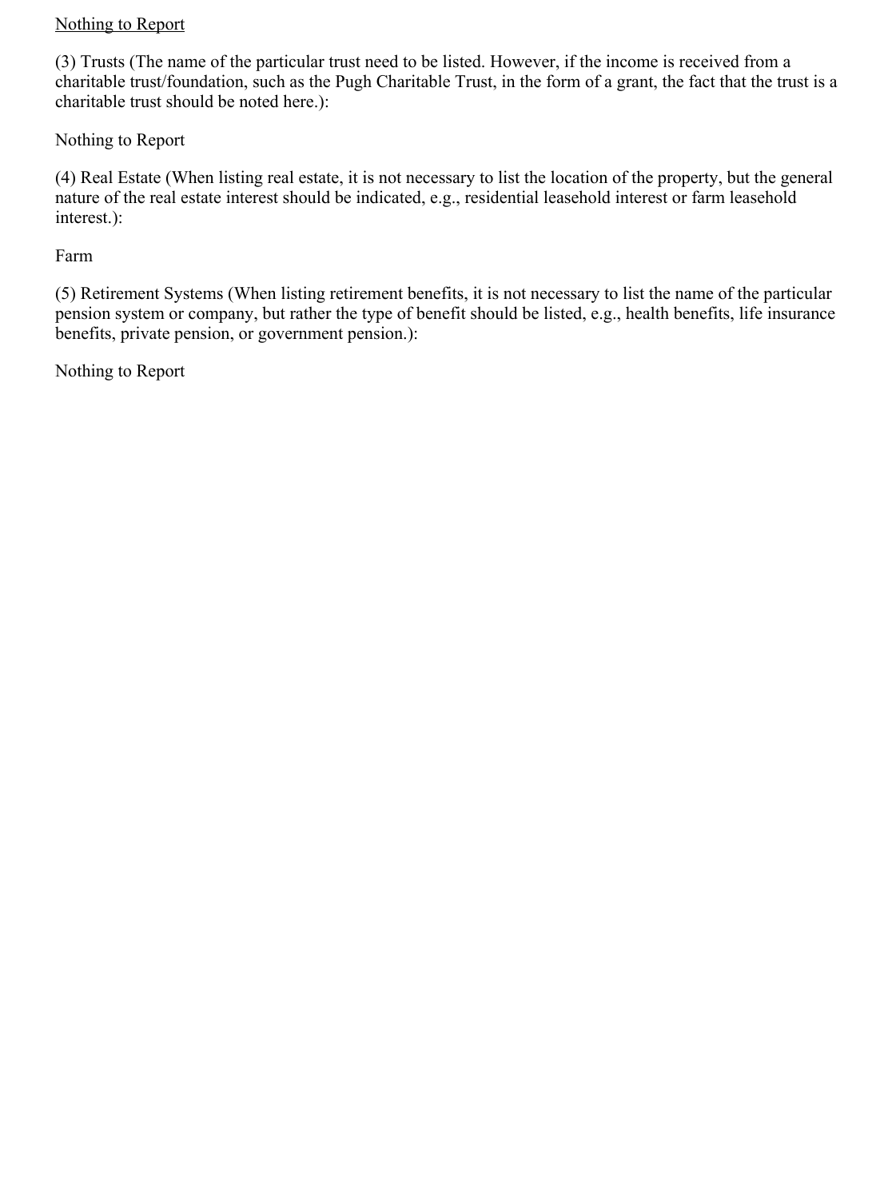Nothing to Report

(3) Trusts (The name of the particular trust need to be listed. However, if the income is received from a charitable trust/foundation, such as the Pugh Charitable Trust, in the form of a grant, the fact that the trust is a charitable trust should be noted here.):

Nothing to Report

(4) Real Estate (When listing real estate, it is not necessary to list the location of the property, but the general nature of the real estate interest should be indicated, e.g., residential leasehold interest or farm leasehold interest.):

Farm

(5) Retirement Systems (When listing retirement benefits, it is not necessary to list the name of the particular pension system or company, but rather the type of benefit should be listed, e.g., health benefits, life insurance benefits, private pension, or government pension.):

Nothing to Report